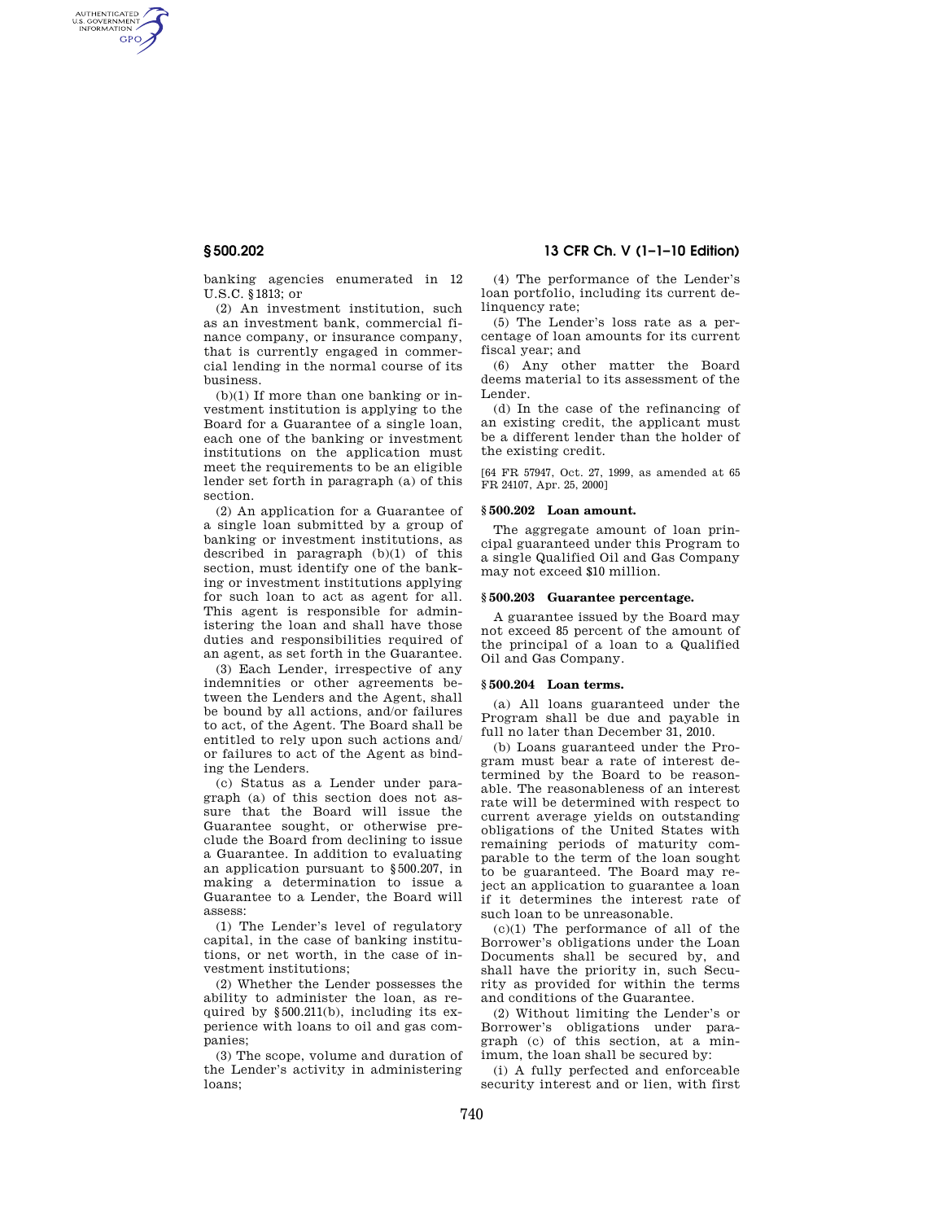banking agencies enumerated in 12 U.S.C. §1813; or

(2) An investment institution, such as an investment bank, commercial finance company, or insurance company, that is currently engaged in commercial lending in the normal course of its business.

(b)(1) If more than one banking or investment institution is applying to the Board for a Guarantee of a single loan, each one of the banking or investment institutions on the application must meet the requirements to be an eligible lender set forth in paragraph (a) of this section.

(2) An application for a Guarantee of a single loan submitted by a group of banking or investment institutions, as described in paragraph (b)(1) of this section, must identify one of the banking or investment institutions applying for such loan to act as agent for all. This agent is responsible for administering the loan and shall have those duties and responsibilities required of an agent, as set forth in the Guarantee.

(3) Each Lender, irrespective of any indemnities or other agreements between the Lenders and the Agent, shall be bound by all actions, and/or failures to act, of the Agent. The Board shall be entitled to rely upon such actions and/or failures to act of the Agent as binding the Lenders.

(c) Status as a Lender under paragraph (a) of this section does not assure that the Board will issue the Guarantee sought, or otherwise preclude the Board from declining to issue a Guarantee. In addition to evaluating an application pursuant to §500.207, in making a determination to issue a Guarantee to a Lender, the Board will assess:

(1) The Lender's level of regulatory capital, in the case of banking institutions, or net worth, in the case of investment institutions;

(2) Whether the Lender possesses the ability to administer the loan, as required by §500.211(b), including its experience with loans to oil and gas companies;

(3) The scope, volume and duration of the Lender's activity in administering loans;

(4) The performance of the Lender's loan portfolio, including its current delinquency rate;

(5) The Lender's loss rate as a percentage of loan amounts for its current fiscal year; and

(6) Any other matter the Board deems material to its assessment of the Lender.

(d) In the case of the refinancing of an existing credit, the applicant must be a different lender than the holder of the existing credit.

[64 FR 57947, Oct. 27, 1999, as amended at 65 FR 24107, Apr. 25, 2000]

## §500.202 Loan amount.

The aggregate amount of loan principal guaranteed under this Program to a single Qualified Oil and Gas Company may not exceed $10 million.

## §500.203 Guarantee percentage.

A guarantee issued by the Board may not exceed 85 percent of the amount of the principal of a loan to a Qualified Oil and Gas Company.

## §500.204 Loan terms.

(a) All loans guaranteed under the Program shall be due and payable in full no later than December 31, 2010.

(b) Loans guaranteed under the Program must bear a rate of interest determined by the Board to be reasonable. The reasonableness of an interest rate will be determined with respect to current average yields on outstanding obligations of the United States with remaining periods of maturity comparable to the term of the loan sought to be guaranteed. The Board may reject an application to guarantee a loan if it determines the interest rate of such loan to be unreasonable.

(c)(1) The performance of all of the Borrower's obligations under the Loan Documents shall be secured by, and shall have the priority in, such Security as provided for within the terms and conditions of the Guarantee.

(2) Without limiting the Lender's or Borrower's obligations under paragraph (c) of this section, at a minimum, the loan shall be secured by:

(i) A fully perfected and enforceable security interest and or lien, with first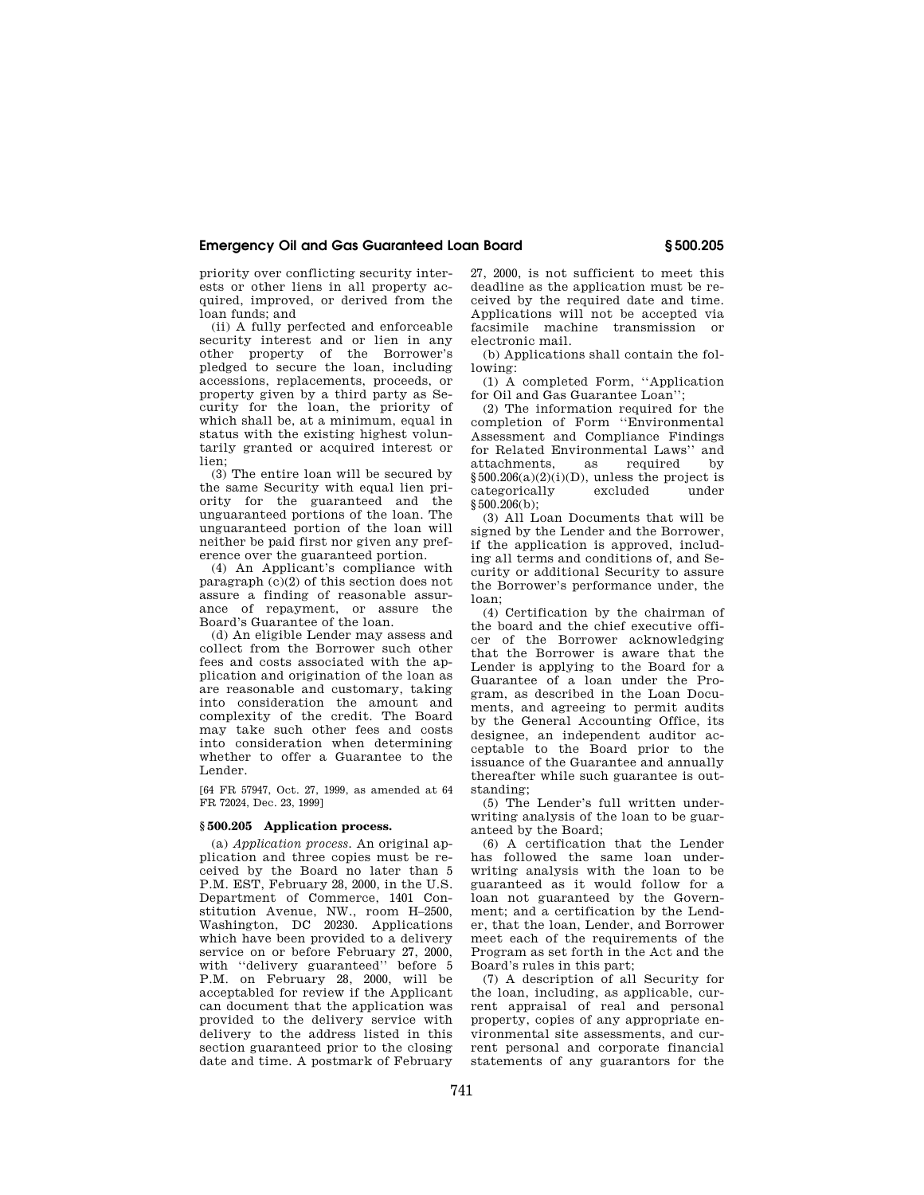priority over conflicting security interests or other liens in all property acquired, improved, or derived from the loan funds; and

(ii) A fully perfected and enforceable security interest and or lien in any other property of the Borrower's pledged to secure the loan, including accessions, replacements, proceeds, or property given by a third party as Security for the loan, the priority of which shall be, at a minimum, equal in status with the existing highest voluntarily granted or acquired interest or lien;

(3) The entire loan will be secured by the same Security with equal lien priority for the guaranteed and the unguaranteed portions of the loan. The unguaranteed portion of the loan will neither be paid first nor given any preference over the guaranteed portion.

(4) An Applicant's compliance with paragraph (c)(2) of this section does not assure a finding of reasonable assurance of repayment, or assure the Board's Guarantee of the loan.

(d) An eligible Lender may assess and collect from the Borrower such other fees and costs associated with the application and origination of the loan as are reasonable and customary, taking into consideration the amount and complexity of the credit. The Board may take such other fees and costs into consideration when determining whether to offer a Guarantee to the Lender.

[64 FR 57947, Oct. 27, 1999, as amended at 64 FR 72024, Dec. 23, 1999]

## § 500.205 Application process.

(a) *Application process.* An original application and three copies must be received by the Board no later than 5 P.M. EST, February 28, 2000, in the U.S. Department of Commerce, 1401 Constitution Avenue, NW., room H–2500, Washington, DC 20230. Applications which have been provided to a delivery service on or before February 27, 2000, with ''delivery guaranteed'' before 5 P.M. on February 28, 2000, will be acceptabled for review if the Applicant can document that the application was provided to the delivery service with delivery to the address listed in this section guaranteed prior to the closing date and time. A postmark of February 27, 2000, is not sufficient to meet this deadline as the application must be received by the required date and time. Applications will not be accepted via facsimile machine transmission or electronic mail.

(b) Applications shall contain the following:

(1) A completed Form, ''Application for Oil and Gas Guarantee Loan'';

(2) The information required for the completion of Form ''Environmental Assessment and Compliance Findings for Related Environmental Laws'' and attachments, as required by § 500.206(a)(2)(i)(D), unless the project is categorically excluded under § 500.206(b);

(3) All Loan Documents that will be signed by the Lender and the Borrower, if the application is approved, including all terms and conditions of, and Security or additional Security to assure the Borrower's performance under, the loan;

(4) Certification by the chairman of the board and the chief executive officer of the Borrower acknowledging that the Borrower is aware that the Lender is applying to the Board for a Guarantee of a loan under the Program, as described in the Loan Documents, and agreeing to permit audits by the General Accounting Office, its designee, an independent auditor acceptable to the Board prior to the issuance of the Guarantee and annually thereafter while such guarantee is outstanding;

(5) The Lender's full written underwriting analysis of the loan to be guaranteed by the Board;

(6) A certification that the Lender has followed the same loan underwriting analysis with the loan to be guaranteed as it would follow for a loan not guaranteed by the Government; and a certification by the Lender, that the loan, Lender, and Borrower meet each of the requirements of the Program as set forth in the Act and the Board's rules in this part;

(7) A description of all Security for the loan, including, as applicable, current appraisal of real and personal property, copies of any appropriate environmental site assessments, and current personal and corporate financial statements of any guarantors for the